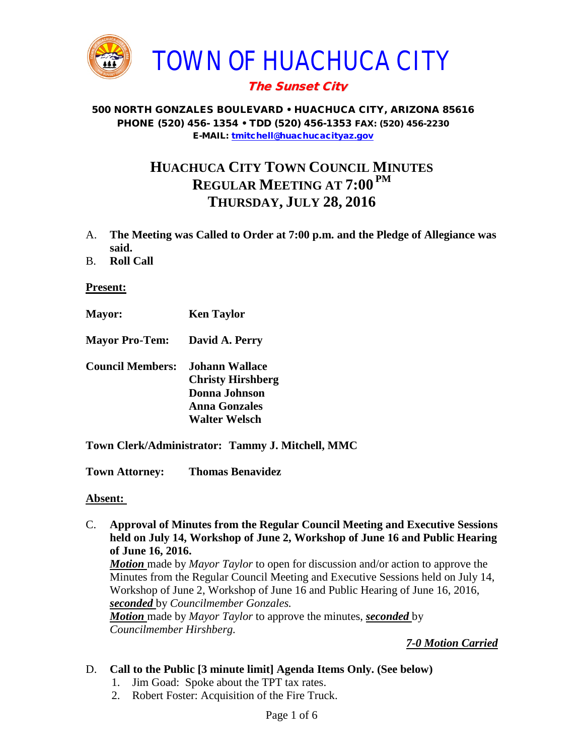# TOWN OF HUACHUCA CITY

***The Sunset City***

**500 NORTH GONZALES BOULEVARD • HUACHUCA CITY, ARIZONA 85616**
**PHONE (520) 456- 1354 • TDD (520) 456-1353 FAX: (520) 456-2230**
**E-MAIL: tmitchell@huachucacityaz.gov**

## HUACHUCA CITY TOWN COUNCIL MINUTES
## REGULAR MEETING AT 7:00 PM
## THURSDAY, JULY 28, 2016

A. **The Meeting was Called to Order at 7:00 p.m. and the Pledge of Allegiance was said.**

B. **Roll Call**

**Present:**

**Mayor:** **Ken Taylor**

**Mayor Pro-Tem:** **David A. Perry**

**Council Members:** **Johann Wallace**
**Christy Hirshberg**
**Donna Johnson**
**Anna Gonzales**
**Walter Welsch**

**Town Clerk/Administrator: Tammy J. Mitchell, MMC**

**Town Attorney: Thomas Benavidez**

**Absent:**

C. **Approval of Minutes from the Regular Council Meeting and Executive Sessions held on July 14, Workshop of June 2, Workshop of June 16 and Public Hearing of June 16, 2016.**

***Motion*** made by *Mayor Taylor* to open for discussion and/or action to approve the Minutes from the Regular Council Meeting and Executive Sessions held on July 14, Workshop of June 2, Workshop of June 16 and Public Hearing of June 16, 2016, ***seconded*** by *Councilmember Gonzales.*

***Motion*** made by *Mayor Taylor* to approve the minutes, ***seconded*** by *Councilmember Hirshberg.*

***7-0 Motion Carried***

D. **Call to the Public [3 minute limit] Agenda Items Only. (See below)**

1. Jim Goad: Spoke about the TPT tax rates.
2. Robert Foster: Acquisition of the Fire Truck.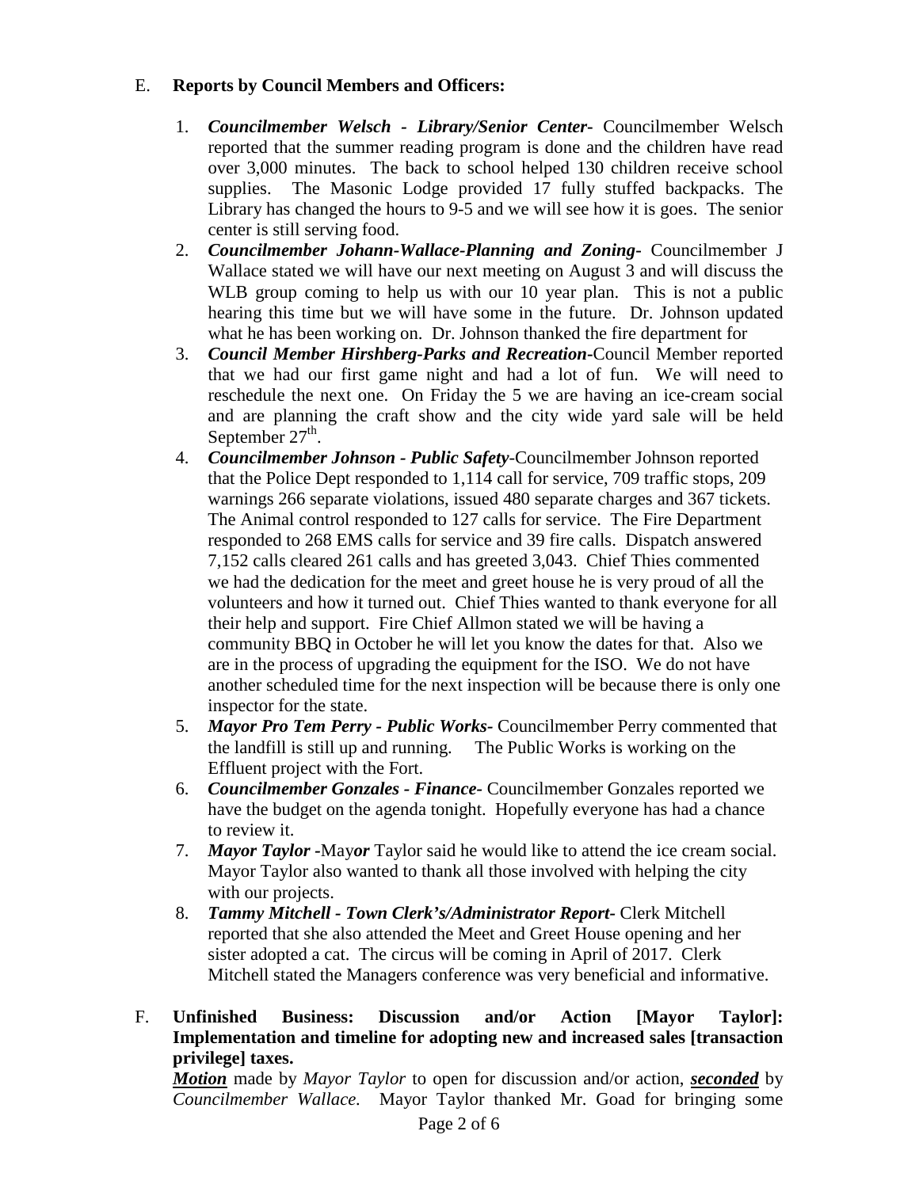E. **Reports by Council Members and Officers:**

1. ***Councilmember Welsch - Library/Senior Center-*** Councilmember Welsch reported that the summer reading program is done and the children have read over 3,000 minutes. The back to school helped 130 children receive school supplies. The Masonic Lodge provided 17 fully stuffed backpacks. The Library has changed the hours to 9-5 and we will see how it is goes. The senior center is still serving food.
2. ***Councilmember Johann-Wallace-Planning and Zoning-*** Councilmember J Wallace stated we will have our next meeting on August 3 and will discuss the WLB group coming to help us with our 10 year plan. This is not a public hearing this time but we will have some in the future. Dr. Johnson updated what he has been working on. Dr. Johnson thanked the fire department for
3. ***Council Member Hirshberg-Parks and Recreation-***Council Member reported that we had our first game night and had a lot of fun. We will need to reschedule the next one. On Friday the 5 we are having an ice-cream social and are planning the craft show and the city wide yard sale will be held September 27th.
4. ***Councilmember Johnson - Public Safety-***Councilmember Johnson reported that the Police Dept responded to 1,114 call for service, 709 traffic stops, 209 warnings 266 separate violations, issued 480 separate charges and 367 tickets. The Animal control responded to 127 calls for service. The Fire Department responded to 268 EMS calls for service and 39 fire calls. Dispatch answered 7,152 calls cleared 261 calls and has greeted 3,043. Chief Thies commented we had the dedication for the meet and greet house he is very proud of all the volunteers and how it turned out. Chief Thies wanted to thank everyone for all their help and support. Fire Chief Allmon stated we will be having a community BBQ in October he will let you know the dates for that. Also we are in the process of upgrading the equipment for the ISO. We do not have another scheduled time for the next inspection will be because there is only one inspector for the state.
5. ***Mayor Pro Tem Perry - Public Works-*** Councilmember Perry commented that the landfill is still up and running. The Public Works is working on the Effluent project with the Fort.
6. ***Councilmember Gonzales - Finance-*** Councilmember Gonzales reported we have the budget on the agenda tonight. Hopefully everyone has had a chance to review it.
7. ***Mayor Taylor -***May***or*** Taylor said he would like to attend the ice cream social. Mayor Taylor also wanted to thank all those involved with helping the city with our projects.
8. ***Tammy Mitchell - Town Clerk's/Administrator Report-*** Clerk Mitchell reported that she also attended the Meet and Greet House opening and her sister adopted a cat. The circus will be coming in April of 2017. Clerk Mitchell stated the Managers conference was very beneficial and informative.

F. **Unfinished Business: Discussion and/or Action [Mayor Taylor]: Implementation and timeline for adopting new and increased sales [transaction privilege] taxes.**

***Motion*** made by *Mayor Taylor* to open for discussion and/or action, ***seconded*** by *Councilmember Wallace.* Mayor Taylor thanked Mr. Goad for bringing some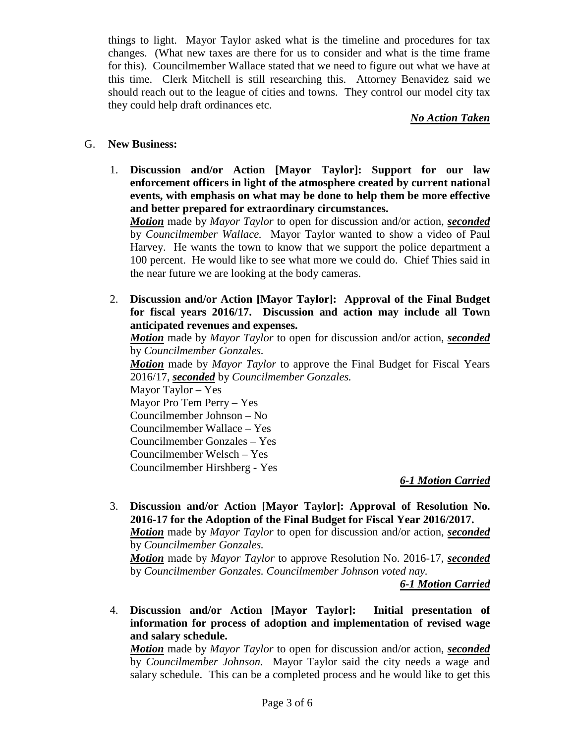things to light. Mayor Taylor asked what is the timeline and procedures for tax changes. (What new taxes are there for us to consider and what is the time frame for this). Councilmember Wallace stated that we need to figure out what we have at this time. Clerk Mitchell is still researching this. Attorney Benavidez said we should reach out to the league of cities and towns. They control our model city tax they could help draft ordinances etc.

***No Action Taken***

G. **New Business:**

1. **Discussion and/or Action [Mayor Taylor]: Support for our law enforcement officers in light of the atmosphere created by current national events, with emphasis on what may be done to help them be more effective and better prepared for extraordinary circumstances.**
   ***Motion*** made by *Mayor Taylor* to open for discussion and/or action, ***seconded*** by *Councilmember Wallace.* Mayor Taylor wanted to show a video of Paul Harvey. He wants the town to know that we support the police department a 100 percent. He would like to see what more we could do. Chief Thies said in the near future we are looking at the body cameras.

2. **Discussion and/or Action [Mayor Taylor]: Approval of the Final Budget for fiscal years 2016/17. Discussion and action may include all Town anticipated revenues and expenses.**
   ***Motion*** made by *Mayor Taylor* to open for discussion and/or action, ***seconded*** by *Councilmember Gonzales.*
   ***Motion*** made by *Mayor Taylor* to approve the Final Budget for Fiscal Years 2016/17, ***seconded*** by *Councilmember Gonzales.*
   Mayor Taylor – Yes
   Mayor Pro Tem Perry – Yes
   Councilmember Johnson – No
   Councilmember Wallace – Yes
   Councilmember Gonzales – Yes
   Councilmember Welsch – Yes
   Councilmember Hirshberg - Yes

   ***6-1 Motion Carried***

3. **Discussion and/or Action [Mayor Taylor]: Approval of Resolution No. 2016-17 for the Adoption of the Final Budget for Fiscal Year 2016/2017.**
   ***Motion*** made by *Mayor Taylor* to open for discussion and/or action, ***seconded*** by *Councilmember Gonzales.*
   ***Motion*** made by *Mayor Taylor* to approve Resolution No. 2016-17, ***seconded*** by *Councilmember Gonzales. Councilmember Johnson voted nay.*

   ***6-1 Motion Carried***

4. **Discussion and/or Action [Mayor Taylor]: Initial presentation of information for process of adoption and implementation of revised wage and salary schedule.**
   ***Motion*** made by *Mayor Taylor* to open for discussion and/or action, ***seconded*** by *Councilmember Johnson.* Mayor Taylor said the city needs a wage and salary schedule. This can be a completed process and he would like to get this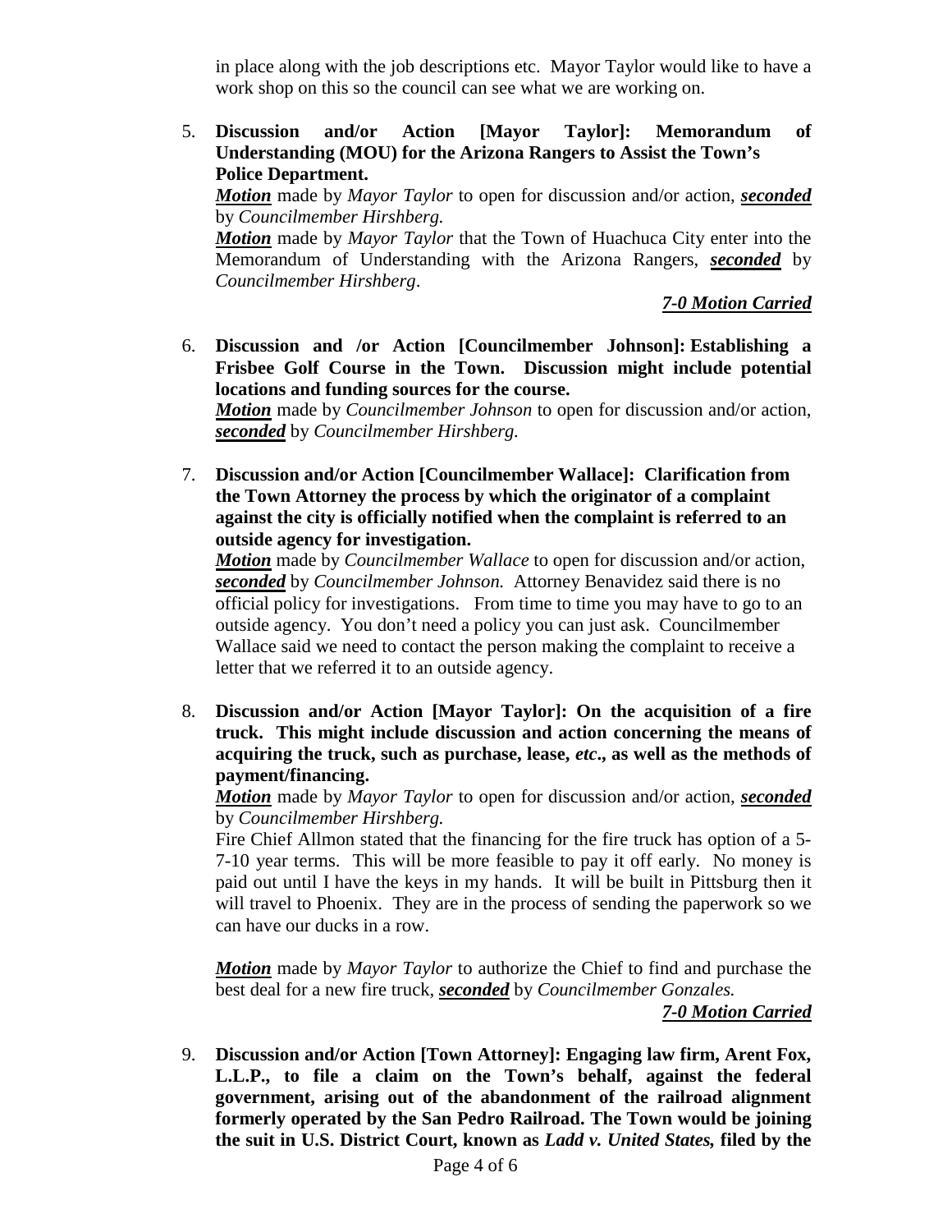in place along with the job descriptions etc. Mayor Taylor would like to have a work shop on this so the council can see what we are working on.

5. **Discussion and/or Action [Mayor Taylor]: Memorandum of Understanding (MOU) for the Arizona Rangers to Assist the Town's Police Department.**

   ***Motion*** made by *Mayor Taylor* to open for discussion and/or action, ***seconded*** by *Councilmember Hirshberg.*

   ***Motion*** made by *Mayor Taylor* that the Town of Huachuca City enter into the Memorandum of Understanding with the Arizona Rangers, ***seconded*** by *Councilmember Hirshberg*.

   ***7-0 Motion Carried***

6. **Discussion and /or Action [Councilmember Johnson]: Establishing a Frisbee Golf Course in the Town. Discussion might include potential locations and funding sources for the course.**

   ***Motion*** made by *Councilmember Johnson* to open for discussion and/or action, ***seconded*** by *Councilmember Hirshberg.*

7. **Discussion and/or Action [Councilmember Wallace]: Clarification from the Town Attorney the process by which the originator of a complaint against the city is officially notified when the complaint is referred to an outside agency for investigation.**

   ***Motion*** made by *Councilmember Wallace* to open for discussion and/or action, ***seconded*** by *Councilmember Johnson.* Attorney Benavidez said there is no official policy for investigations. From time to time you may have to go to an outside agency. You don't need a policy you can just ask. Councilmember Wallace said we need to contact the person making the complaint to receive a letter that we referred it to an outside agency.

8. **Discussion and/or Action [Mayor Taylor]: On the acquisition of a fire truck. This might include discussion and action concerning the means of acquiring the truck, such as purchase, lease, *etc*., as well as the methods of payment/financing.**

   ***Motion*** made by *Mayor Taylor* to open for discussion and/or action, ***seconded*** by *Councilmember Hirshberg.*

   Fire Chief Allmon stated that the financing for the fire truck has option of a 5-7-10 year terms. This will be more feasible to pay it off early. No money is paid out until I have the keys in my hands. It will be built in Pittsburg then it will travel to Phoenix. They are in the process of sending the paperwork so we can have our ducks in a row.

   ***Motion*** made by *Mayor Taylor* to authorize the Chief to find and purchase the best deal for a new fire truck, ***seconded*** by *Councilmember Gonzales.*

   ***7-0 Motion Carried***

9. **Discussion and/or Action [Town Attorney]: Engaging law firm, Arent Fox, L.L.P., to file a claim on the Town's behalf, against the federal government, arising out of the abandonment of the railroad alignment formerly operated by the San Pedro Railroad. The Town would be joining the suit in U.S. District Court, known as *Ladd v. United States*, filed by the**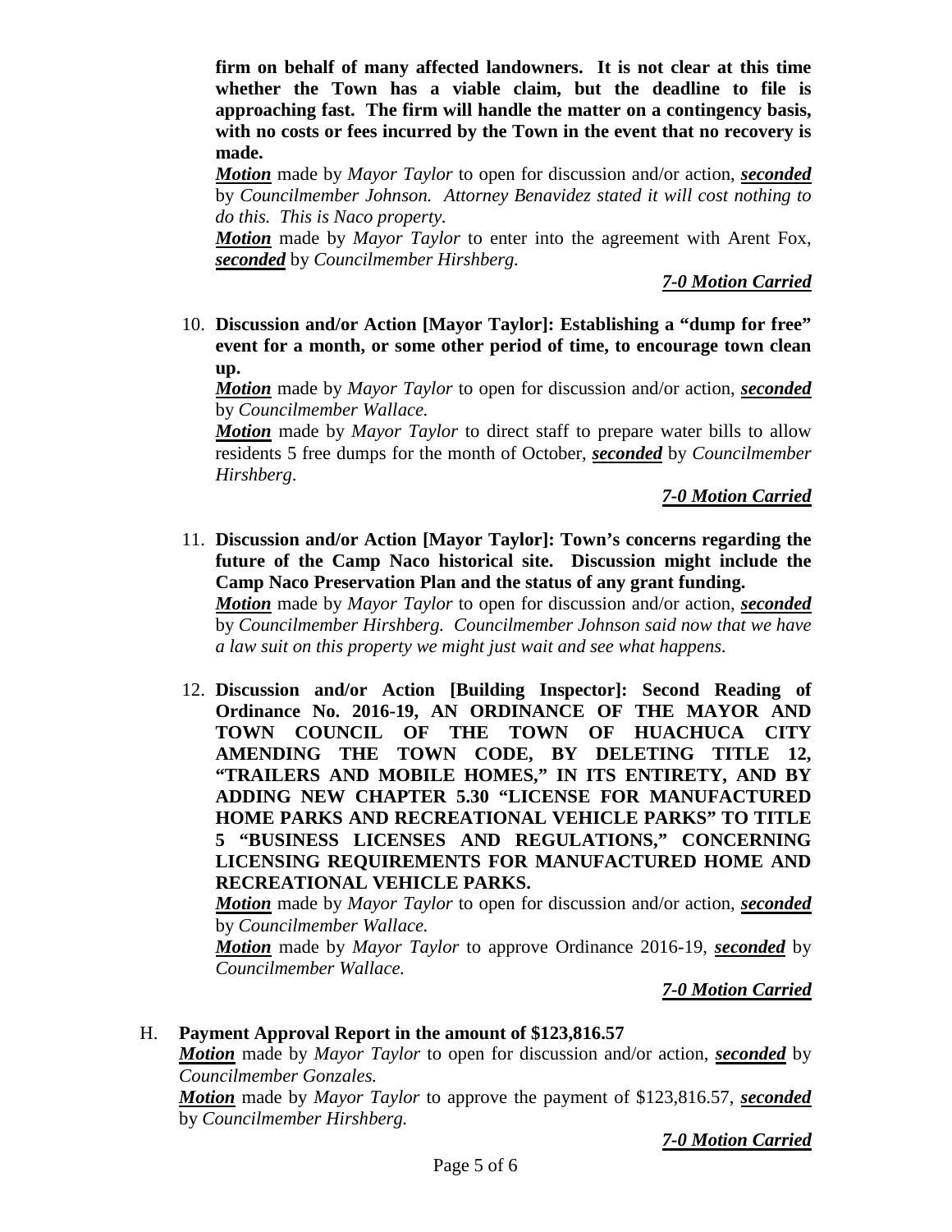**firm on behalf of many affected landowners. It is not clear at this time whether the Town has a viable claim, but the deadline to file is approaching fast. The firm will handle the matter on a contingency basis, with no costs or fees incurred by the Town in the event that no recovery is made.**

***Motion*** made by *Mayor Taylor* to open for discussion and/or action, ***seconded*** by *Councilmember Johnson. Attorney Benavidez stated it will cost nothing to do this. This is Naco property.*

***Motion*** made by *Mayor Taylor* to enter into the agreement with Arent Fox, ***seconded*** by *Councilmember Hirshberg.*

***7-0 Motion Carried***

10. **Discussion and/or Action [Mayor Taylor]: Establishing a "dump for free" event for a month, or some other period of time, to encourage town clean up.**

    ***Motion*** made by *Mayor Taylor* to open for discussion and/or action, ***seconded*** by *Councilmember Wallace.*

    ***Motion*** made by *Mayor Taylor* to direct staff to prepare water bills to allow residents 5 free dumps for the month of October, ***seconded*** by *Councilmember Hirshberg*.

    ***7-0 Motion Carried***

11. **Discussion and/or Action [Mayor Taylor]: Town's concerns regarding the future of the Camp Naco historical site. Discussion might include the Camp Naco Preservation Plan and the status of any grant funding.**

    ***Motion*** made by *Mayor Taylor* to open for discussion and/or action, ***seconded*** by *Councilmember Hirshberg. Councilmember Johnson said now that we have a law suit on this property we might just wait and see what happens.*

12. **Discussion and/or Action [Building Inspector]: Second Reading of Ordinance No. 2016-19, AN ORDINANCE OF THE MAYOR AND TOWN COUNCIL OF THE TOWN OF HUACHUCA CITY AMENDING THE TOWN CODE, BY DELETING TITLE 12, "TRAILERS AND MOBILE HOMES," IN ITS ENTIRETY, AND BY ADDING NEW CHAPTER 5.30 "LICENSE FOR MANUFACTURED HOME PARKS AND RECREATIONAL VEHICLE PARKS" TO TITLE 5 "BUSINESS LICENSES AND REGULATIONS," CONCERNING LICENSING REQUIREMENTS FOR MANUFACTURED HOME AND RECREATIONAL VEHICLE PARKS.**

    ***Motion*** made by *Mayor Taylor* to open for discussion and/or action, ***seconded*** by *Councilmember Wallace.*

    ***Motion*** made by *Mayor Taylor* to approve Ordinance 2016-19, ***seconded*** by *Councilmember Wallace.*

    ***7-0 Motion Carried***

H. **Payment Approval Report in the amount of $123,816.57**

***Motion*** made by *Mayor Taylor* to open for discussion and/or action, ***seconded*** by *Councilmember Gonzales.*

***Motion*** made by *Mayor Taylor* to approve the payment of $123,816.57, ***seconded*** by *Councilmember Hirshberg.*

***7-0 Motion Carried***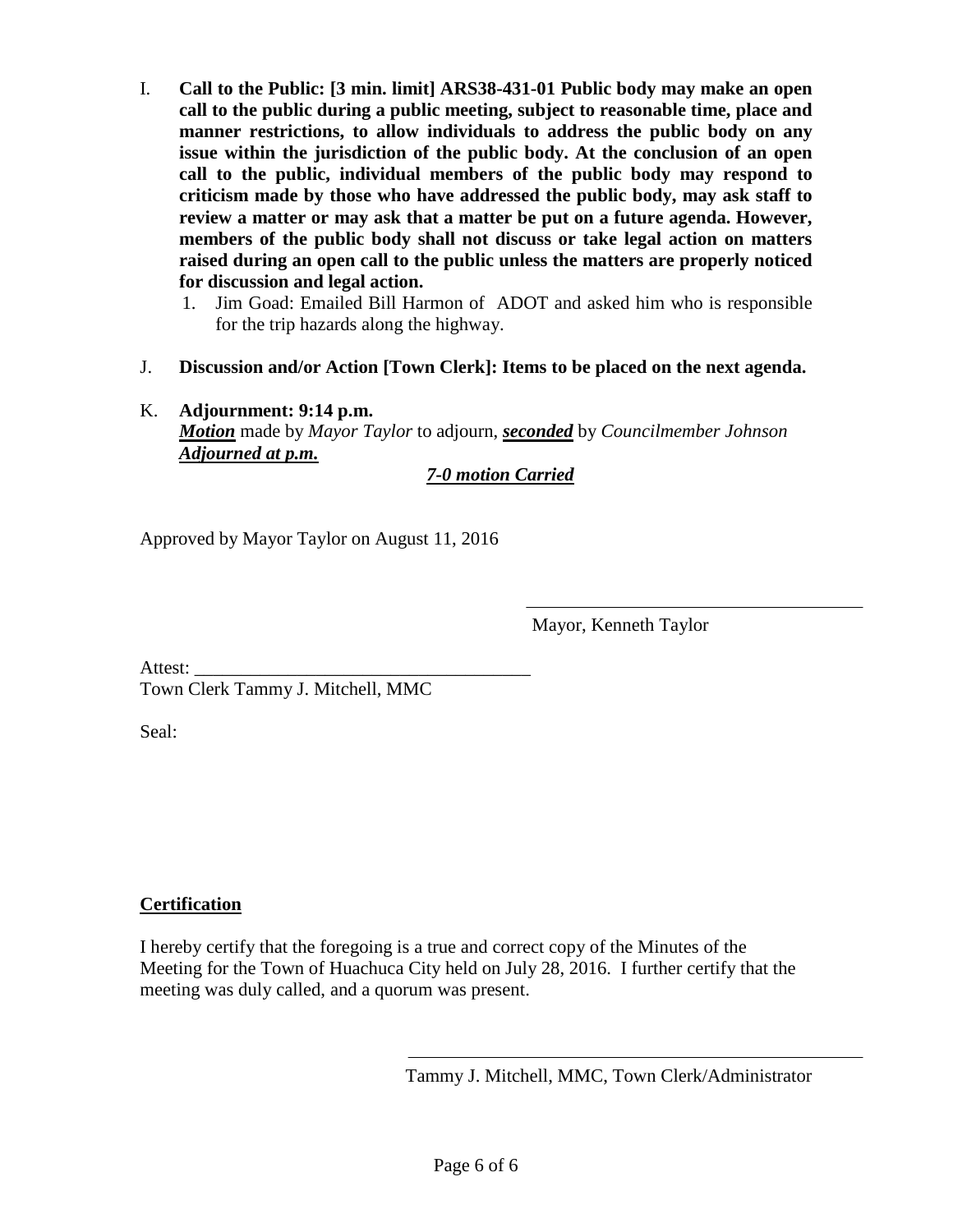I. **Call to the Public: [3 min. limit] ARS38-431-01 Public body may make an open call to the public during a public meeting, subject to reasonable time, place and manner restrictions, to allow individuals to address the public body on any issue within the jurisdiction of the public body. At the conclusion of an open call to the public, individual members of the public body may respond to criticism made by those who have addressed the public body, may ask staff to review a matter or may ask that a matter be put on a future agenda. However, members of the public body shall not discuss or take legal action on matters raised during an open call to the public unless the matters are properly noticed for discussion and legal action.**
   1. Jim Goad: Emailed Bill Harmon of ADOT and asked him who is responsible for the trip hazards along the highway.

J. **Discussion and/or Action [Town Clerk]: Items to be placed on the next agenda.**

K. **Adjournment: 9:14 p.m.**
***Motion*** made by *Mayor Taylor* to adjourn, ***seconded*** by *Councilmember Johnson*
***Adjourned at p.m.***

***7-0 motion Carried***

Approved by Mayor Taylor on August 11, 2016

\_\_\_\_\_\_\_\_\_\_\_\_\_\_\_\_\_\_\_\_\_\_\_\_\_\_\_\_\_\_\_\_\_\_\_\_
Mayor, Kenneth Taylor

Attest: \_\_\_\_\_\_\_\_\_\_\_\_\_\_\_\_\_\_\_\_\_\_\_\_\_\_\_\_\_\_\_\_\_\_\_\_
Town Clerk Tammy J. Mitchell, MMC

Seal:

**Certification**

I hereby certify that the foregoing is a true and correct copy of the Minutes of the Meeting for the Town of Huachuca City held on July 28, 2016. I further certify that the meeting was duly called, and a quorum was present.

\_\_\_\_\_\_\_\_\_\_\_\_\_\_\_\_\_\_\_\_\_\_\_\_\_\_\_\_\_\_\_\_\_\_\_\_\_\_\_\_\_\_\_\_\_\_
Tammy J. Mitchell, MMC, Town Clerk/Administrator